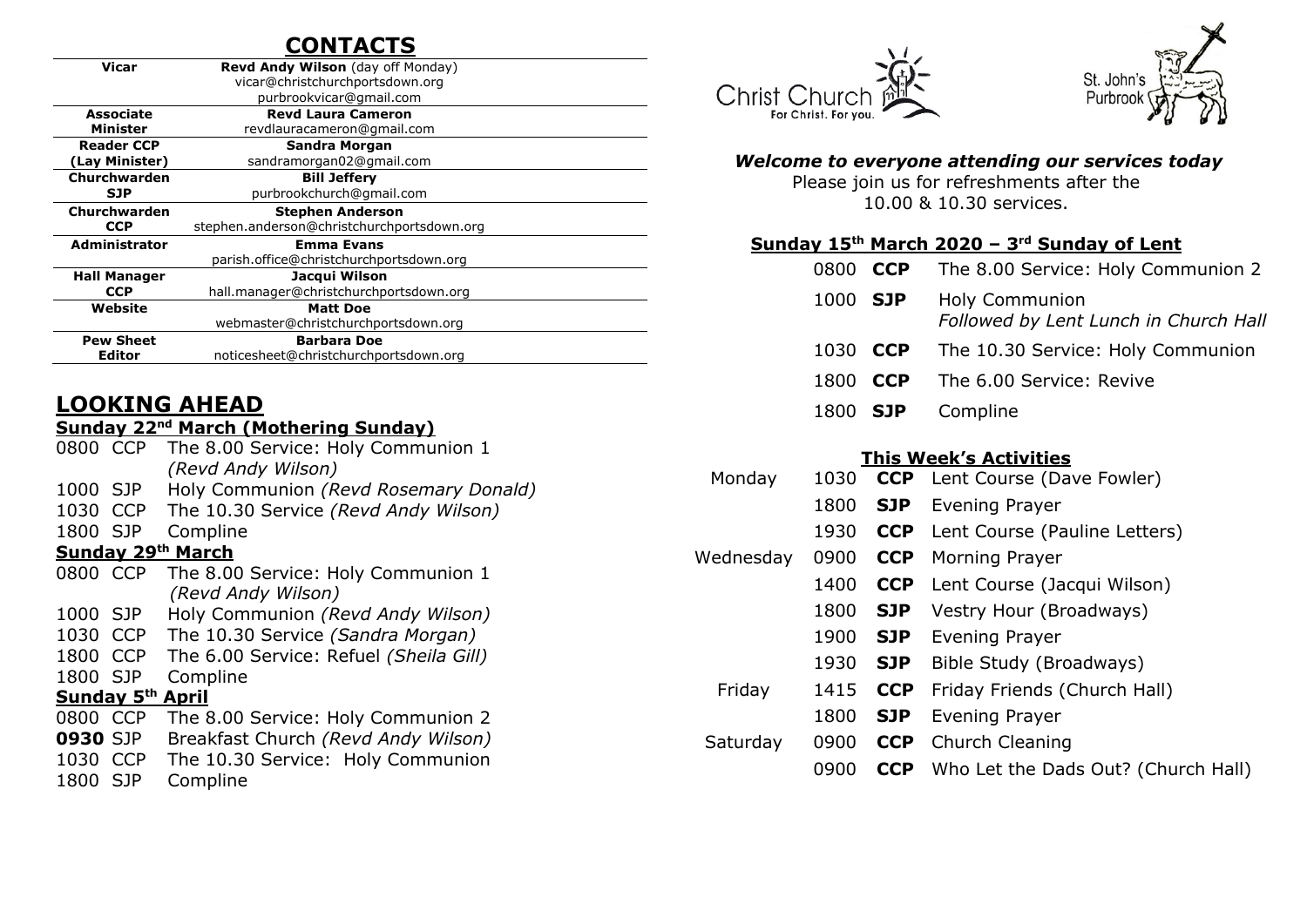## CONTACTS

| | |
|---|---|
| **Vicar** | **Revd Andy Wilson** (day off Monday)<br>vicar@christchurchportsdown.org<br>purbrookvicar@gmail.com |
| **Associate Minister** | **Revd Laura Cameron**<br>revdlauracameron@gmail.com |
| **Reader CCP (Lay Minister)** | **Sandra Morgan**<br>sandramorgan02@gmail.com |
| **Churchwarden SJP** | **Bill Jeffery**<br>purbrookchurch@gmail.com |
| **Churchwarden CCP** | **Stephen Anderson**<br>stephen.anderson@christchurchportsdown.org |
| **Administrator** | **Emma Evans**<br>parish.office@christchurchportsdown.org |
| **Hall Manager CCP** | **Jacqui Wilson**<br>hall.manager@christchurchportsdown.org |
| **Website** | **Matt Doe**<br>webmaster@christchurchportsdown.org |
| **Pew Sheet Editor** | **Barbara Doe**<br>noticesheet@christchurchportsdown.org |

## LOOKING AHEAD

### Sunday 22nd March (Mothering Sunday)

| | | |
|---|---|---|
| 0800 | CCP | The 8.00 Service: Holy Communion 1 *(Revd Andy Wilson)* |
| 1000 | SJP | Holy Communion *(Revd Rosemary Donald)* |
| 1030 | CCP | The 10.30 Service *(Revd Andy Wilson)* |
| 1800 | SJP | Compline |

### Sunday 29th March

| | | |
|---|---|---|
| 0800 | CCP | The 8.00 Service: Holy Communion 1 *(Revd Andy Wilson)* |
| 1000 | SJP | Holy Communion *(Revd Andy Wilson)* |
| 1030 | CCP | The 10.30 Service *(Sandra Morgan)* |
| 1800 | CCP | The 6.00 Service: Refuel *(Sheila Gill)* |
| 1800 | SJP | Compline |

### Sunday 5th April

| | | |
|---|---|---|
| 0800 | CCP | The 8.00 Service: Holy Communion 2 |
| **0930** | SJP | Breakfast Church *(Revd Andy Wilson)* |
| 1030 | CCP | The 10.30 Service: Holy Communion |
| 1800 | SJP | Compline |

Christ Church — For Christ. For you.

St. John's Purbrook

***Welcome to everyone attending our services today***

Please join us for refreshments after the 10.00 & 10.30 services.

### Sunday 15th March 2020 – 3rd Sunday of Lent

| | | |
|---|---|---|
| 0800 | **CCP** | The 8.00 Service: Holy Communion 2 |
| 1000 | **SJP** | Holy Communion<br>*Followed by Lent Lunch in Church Hall* |
| 1030 | **CCP** | The 10.30 Service: Holy Communion |
| 1800 | **CCP** | The 6.00 Service: Revive |
| 1800 | **SJP** | Compline |

### This Week's Activities

| | | | |
|---|---|---|---|
| Monday | 1030 | **CCP** | Lent Course (Dave Fowler) |
| | 1800 | **SJP** | Evening Prayer |
| | 1930 | **CCP** | Lent Course (Pauline Letters) |
| Wednesday | 0900 | **CCP** | Morning Prayer |
| | 1400 | **CCP** | Lent Course (Jacqui Wilson) |
| | 1800 | **SJP** | Vestry Hour (Broadways) |
| | 1900 | **SJP** | Evening Prayer |
| | 1930 | **SJP** | Bible Study (Broadways) |
| Friday | 1415 | **CCP** | Friday Friends (Church Hall) |
| | 1800 | **SJP** | Evening Prayer |
| Saturday | 0900 | **CCP** | Church Cleaning |
| | 0900 | **CCP** | Who Let the Dads Out? (Church Hall) |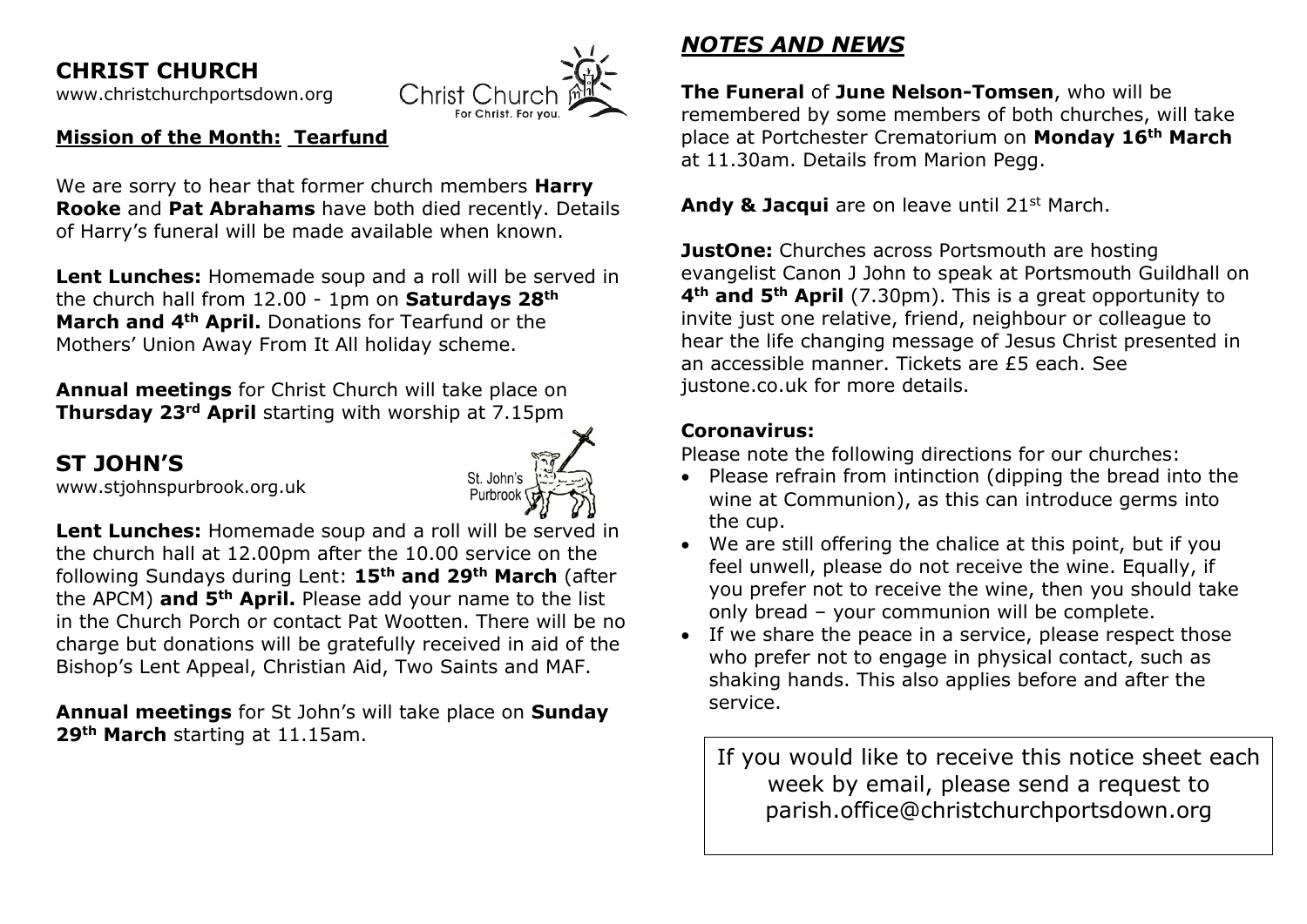## CHRIST CHURCH

www.christchurchportsdown.org

**Mission of the Month: Tearfund**

We are sorry to hear that former church members **Harry Rooke** and **Pat Abrahams** have both died recently. Details of Harry's funeral will be made available when known.

**Lent Lunches:** Homemade soup and a roll will be served in the church hall from 12.00 - 1pm on **Saturdays 28th March and 4th April.** Donations for Tearfund or the Mothers' Union Away From It All holiday scheme.

**Annual meetings** for Christ Church will take place on **Thursday 23rd April** starting with worship at 7.15pm

## ST JOHN'S

www.stjohnspurbrook.org.uk

**Lent Lunches:** Homemade soup and a roll will be served in the church hall at 12.00pm after the 10.00 service on the following Sundays during Lent: **15th and 29th March** (after the APCM) **and 5th April.** Please add your name to the list in the Church Porch or contact Pat Wootten. There will be no charge but donations will be gratefully received in aid of the Bishop's Lent Appeal, Christian Aid, Two Saints and MAF.

**Annual meetings** for St John's will take place on **Sunday 29th March** starting at 11.15am.

## *NOTES AND NEWS*

**The Funeral** of **June Nelson-Tomsen**, who will be remembered by some members of both churches, will take place at Portchester Crematorium on **Monday 16th March** at 11.30am. Details from Marion Pegg.

**Andy & Jacqui** are on leave until 21st March.

**JustOne:** Churches across Portsmouth are hosting evangelist Canon J John to speak at Portsmouth Guildhall on **4th and 5th April** (7.30pm). This is a great opportunity to invite just one relative, friend, neighbour or colleague to hear the life changing message of Jesus Christ presented in an accessible manner. Tickets are £5 each. See justone.co.uk for more details.

**Coronavirus:**

Please note the following directions for our churches:

- Please refrain from intinction (dipping the bread into the wine at Communion), as this can introduce germs into the cup.
- We are still offering the chalice at this point, but if you feel unwell, please do not receive the wine. Equally, if you prefer not to receive the wine, then you should take only bread – your communion will be complete.
- If we share the peace in a service, please respect those who prefer not to engage in physical contact, such as shaking hands. This also applies before and after the service.

If you would like to receive this notice sheet each week by email, please send a request to parish.office@christchurchportsdown.org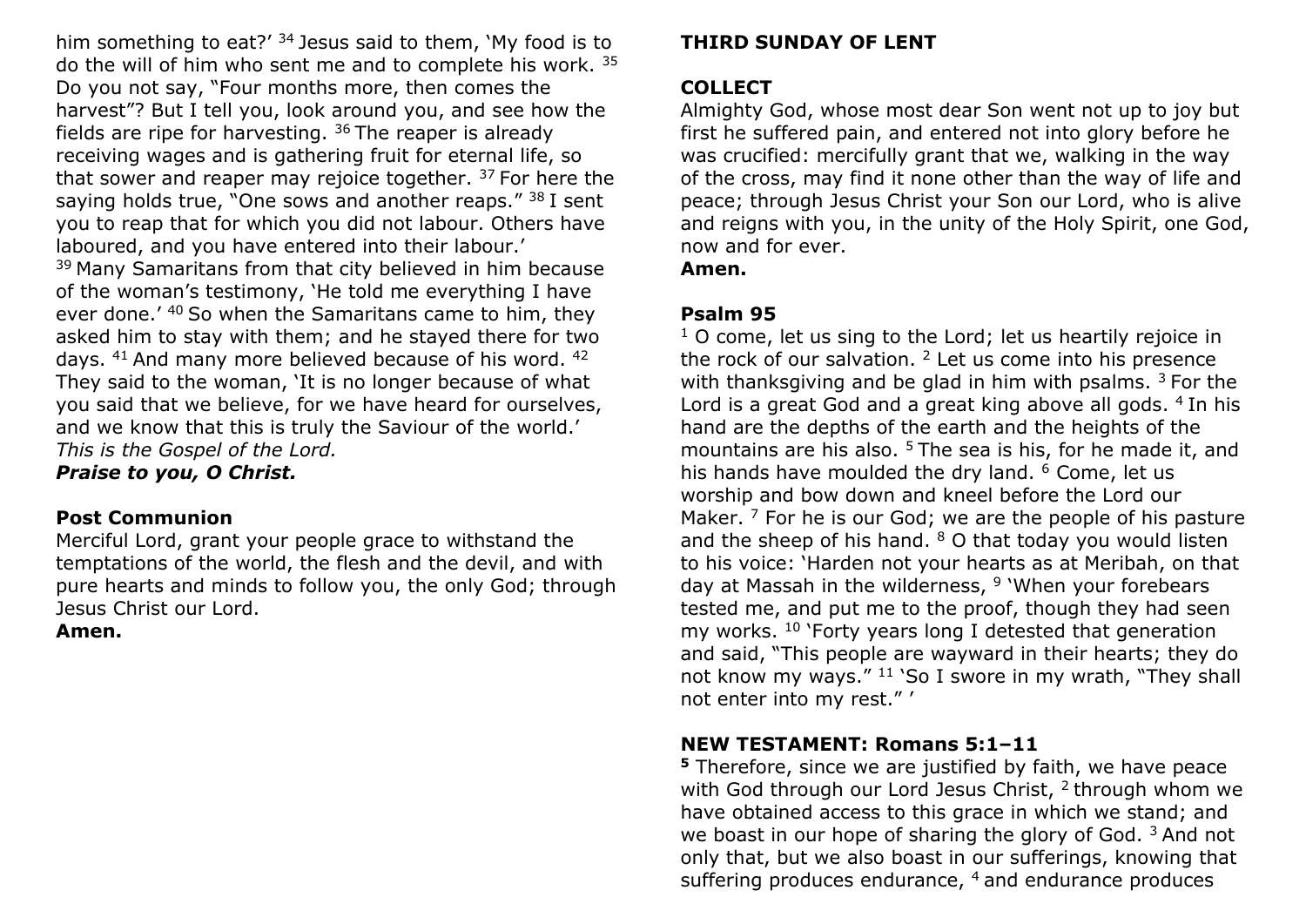him something to eat?' [34] Jesus said to them, 'My food is to do the will of him who sent me and to complete his work. [35] Do you not say, "Four months more, then comes the harvest"? But I tell you, look around you, and see how the fields are ripe for harvesting. [36] The reaper is already receiving wages and is gathering fruit for eternal life, so that sower and reaper may rejoice together. [37] For here the saying holds true, "One sows and another reaps." [38] I sent you to reap that for which you did not labour. Others have laboured, and you have entered into their labour.'
[39] Many Samaritans from that city believed in him because of the woman's testimony, 'He told me everything I have ever done.' [40] So when the Samaritans came to him, they asked him to stay with them; and he stayed there for two days. [41] And many more believed because of his word. [42] They said to the woman, 'It is no longer because of what you said that we believe, for we have heard for ourselves, and we know that this is truly the Saviour of the world.'
*This is the Gospel of the Lord.*
***Praise to you, O Christ.***

**Post Communion**
Merciful Lord, grant your people grace to withstand the temptations of the world, the flesh and the devil, and with pure hearts and minds to follow you, the only God; through Jesus Christ our Lord.
**Amen.**

## THIRD SUNDAY OF LENT

**COLLECT**
Almighty God, whose most dear Son went not up to joy but first he suffered pain, and entered not into glory before he was crucified: mercifully grant that we, walking in the way of the cross, may find it none other than the way of life and peace; through Jesus Christ your Son our Lord, who is alive and reigns with you, in the unity of the Holy Spirit, one God, now and for ever.
**Amen.**

**Psalm 95**
[1] O come, let us sing to the Lord; let us heartily rejoice in the rock of our salvation. [2] Let us come into his presence with thanksgiving and be glad in him with psalms. [3] For the Lord is a great God and a great king above all gods. [4] In his hand are the depths of the earth and the heights of the mountains are his also. [5] The sea is his, for he made it, and his hands have moulded the dry land. [6] Come, let us worship and bow down and kneel before the Lord our Maker. [7] For he is our God; we are the people of his pasture and the sheep of his hand. [8] O that today you would listen to his voice: 'Harden not your hearts as at Meribah, on that day at Massah in the wilderness, [9] 'When your forebears tested me, and put me to the proof, though they had seen my works. [10] 'Forty years long I detested that generation and said, "This people are wayward in their hearts; they do not know my ways." [11] 'So I swore in my wrath, "They shall not enter into my rest." '

**NEW TESTAMENT: Romans 5:1–11**
**[5]** Therefore, since we are justified by faith, we have peace with God through our Lord Jesus Christ, [2] through whom we have obtained access to this grace in which we stand; and we boast in our hope of sharing the glory of God. [3] And not only that, but we also boast in our sufferings, knowing that suffering produces endurance, [4] and endurance produces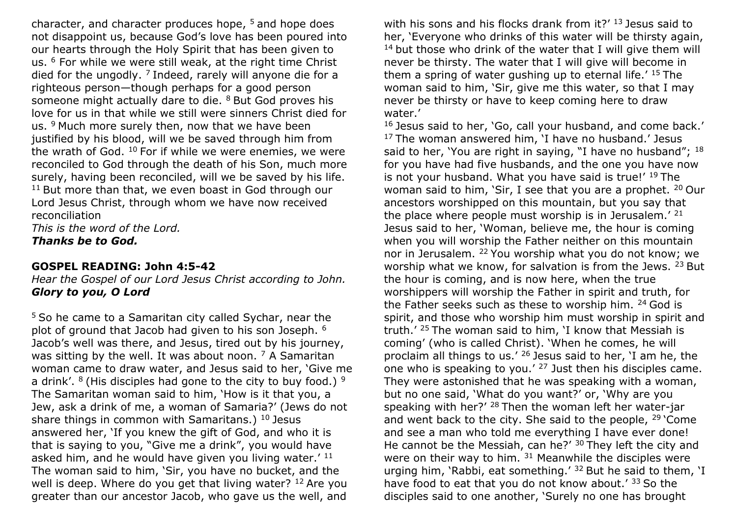character, and character produces hope, [5] and hope does not disappoint us, because God's love has been poured into our hearts through the Holy Spirit that has been given to us. [6] For while we were still weak, at the right time Christ died for the ungodly. [7] Indeed, rarely will anyone die for a righteous person—though perhaps for a good person someone might actually dare to die. [8] But God proves his love for us in that while we still were sinners Christ died for us. [9] Much more surely then, now that we have been justified by his blood, will we be saved through him from the wrath of God. [10] For if while we were enemies, we were reconciled to God through the death of his Son, much more surely, having been reconciled, will we be saved by his life. [11] But more than that, we even boast in God through our Lord Jesus Christ, through whom we have now received reconciliation

*This is the word of the Lord.*
***Thanks be to God.***

## GOSPEL READING: John 4:5-42

*Hear the Gospel of our Lord Jesus Christ according to John.*
***Glory to you, O Lord***

[5] So he came to a Samaritan city called Sychar, near the plot of ground that Jacob had given to his son Joseph. [6] Jacob's well was there, and Jesus, tired out by his journey, was sitting by the well. It was about noon. [7] A Samaritan woman came to draw water, and Jesus said to her, 'Give me a drink'. [8] (His disciples had gone to the city to buy food.) [9] The Samaritan woman said to him, 'How is it that you, a Jew, ask a drink of me, a woman of Samaria?' (Jews do not share things in common with Samaritans.) [10] Jesus answered her, 'If you knew the gift of God, and who it is that is saying to you, "Give me a drink", you would have asked him, and he would have given you living water.' [11] The woman said to him, 'Sir, you have no bucket, and the well is deep. Where do you get that living water? [12] Are you greater than our ancestor Jacob, who gave us the well, and with his sons and his flocks drank from it?' [13] Jesus said to her, 'Everyone who drinks of this water will be thirsty again, [14] but those who drink of the water that I will give them will never be thirsty. The water that I will give will become in them a spring of water gushing up to eternal life.' [15] The woman said to him, 'Sir, give me this water, so that I may never be thirsty or have to keep coming here to draw water.'

[16] Jesus said to her, 'Go, call your husband, and come back.' [17] The woman answered him, 'I have no husband.' Jesus said to her, 'You are right in saying, "I have no husband"; [18] for you have had five husbands, and the one you have now is not your husband. What you have said is true!' [19] The woman said to him, 'Sir, I see that you are a prophet. [20] Our ancestors worshipped on this mountain, but you say that the place where people must worship is in Jerusalem.' [21] Jesus said to her, 'Woman, believe me, the hour is coming when you will worship the Father neither on this mountain nor in Jerusalem. [22] You worship what you do not know; we worship what we know, for salvation is from the Jews. [23] But the hour is coming, and is now here, when the true worshippers will worship the Father in spirit and truth, for the Father seeks such as these to worship him. [24] God is spirit, and those who worship him must worship in spirit and truth.' [25] The woman said to him, 'I know that Messiah is coming' (who is called Christ). 'When he comes, he will proclaim all things to us.' [26] Jesus said to her, 'I am he, the one who is speaking to you.' [27] Just then his disciples came. They were astonished that he was speaking with a woman, but no one said, 'What do you want?' or, 'Why are you speaking with her?' [28] Then the woman left her water-jar and went back to the city. She said to the people, [29] 'Come and see a man who told me everything I have ever done! He cannot be the Messiah, can he?' [30] They left the city and were on their way to him. [31] Meanwhile the disciples were urging him, 'Rabbi, eat something.' [32] But he said to them, 'I have food to eat that you do not know about.' [33] So the disciples said to one another, 'Surely no one has brought